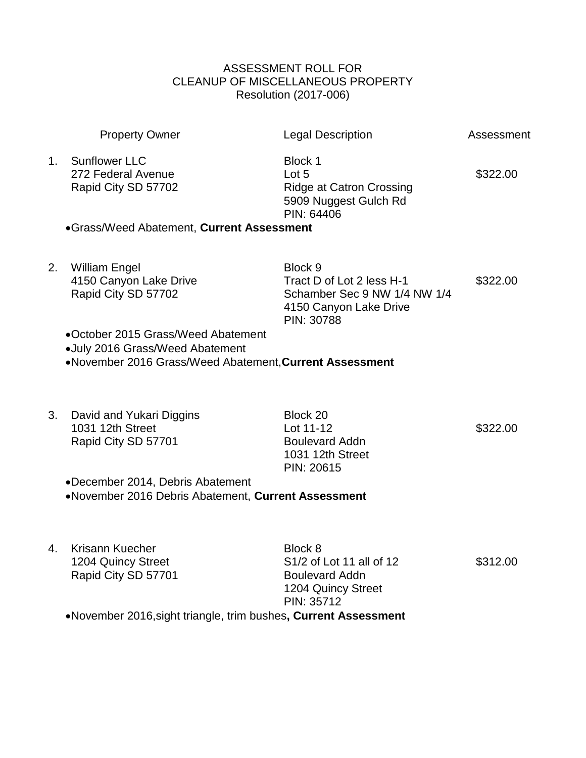# ASSESSMENT ROLL FOR
# CLEANUP OF MISCELLANEOUS PROPERTY
Resolution (2017-006)

| | Property Owner | Legal Description | Assessment |
|---|---|---|---|
| 1. | Sunflower LLC<br>272 Federal Avenue<br>Rapid City SD 57702 | Block 1<br>Lot 5<br>Ridge at Catron Crossing<br>5909 Nuggest Gulch Rd<br>PIN: 64406 | $322.00 |

- Grass/Weed Abatement, **Current Assessment**

| | Property Owner | Legal Description | Assessment |
|---|---|---|---|
| 2. | William Engel<br>4150 Canyon Lake Drive<br>Rapid City SD 57702 | Block 9<br>Tract D of Lot 2 less H-1<br>Schamber Sec 9 NW 1/4 NW 1/4<br>4150 Canyon Lake Drive<br>PIN: 30788 | $322.00 |

- October 2015 Grass/Weed Abatement
- July 2016 Grass/Weed Abatement
- November 2016 Grass/Weed Abatement,**Current Assessment**

| | Property Owner | Legal Description | Assessment |
|---|---|---|---|
| 3. | David and Yukari Diggins<br>1031 12th Street<br>Rapid City SD 57701 | Block 20<br>Lot 11-12<br>Boulevard Addn<br>1031 12th Street<br>PIN: 20615 | $322.00 |

- December 2014, Debris Abatement
- November 2016 Debris Abatement, **Current Assessment**

| | Property Owner | Legal Description | Assessment |
|---|---|---|---|
| 4. | Krisann Kuecher<br>1204 Quincy Street<br>Rapid City SD 57701 | Block 8<br>S1/2 of Lot 11 all of 12<br>Boulevard Addn<br>1204 Quincy Street<br>PIN: 35712 | $312.00 |

- November 2016,sight triangle, trim bushes**, Current Assessment**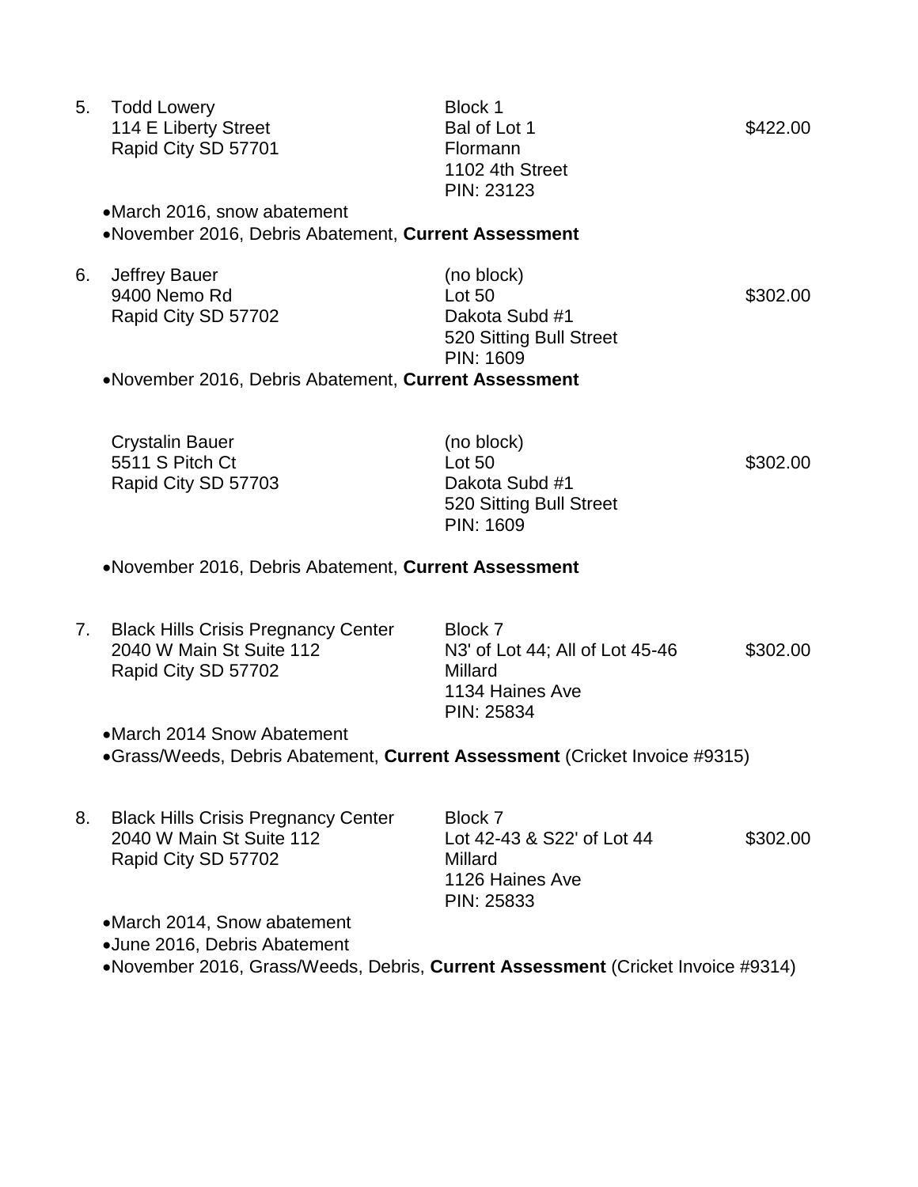5. Todd Lowery
   114 E Liberty Street
   Rapid City SD 57701

   Block 1
   Bal of Lot 1
   Flormann
   1102 4th Street
   PIN: 23123

   $422.00

   - March 2016, snow abatement
   - November 2016, Debris Abatement, **Current Assessment**

6. Jeffrey Bauer
   9400 Nemo Rd
   Rapid City SD 57702

   (no block)
   Lot 50
   Dakota Subd #1
   520 Sitting Bull Street
   PIN: 1609

   $302.00

   - November 2016, Debris Abatement, **Current Assessment**

   Crystalin Bauer
   5511 S Pitch Ct
   Rapid City SD 57703

   (no block)
   Lot 50
   Dakota Subd #1
   520 Sitting Bull Street
   PIN: 1609

   $302.00

   - November 2016, Debris Abatement, **Current Assessment**

7. Black Hills Crisis Pregnancy Center
   2040 W Main St Suite 112
   Rapid City SD 57702

   Block 7
   N3' of Lot 44; All of Lot 45-46
   Millard
   1134 Haines Ave
   PIN: 25834

   $302.00

   - March 2014 Snow Abatement
   - Grass/Weeds, Debris Abatement, **Current Assessment** (Cricket Invoice #9315)

8. Black Hills Crisis Pregnancy Center
   2040 W Main St Suite 112
   Rapid City SD 57702

   Block 7
   Lot 42-43 & S22' of Lot 44
   Millard
   1126 Haines Ave
   PIN: 25833

   $302.00

   - March 2014, Snow abatement
   - June 2016, Debris Abatement
   - November 2016, Grass/Weeds, Debris, **Current Assessment** (Cricket Invoice #9314)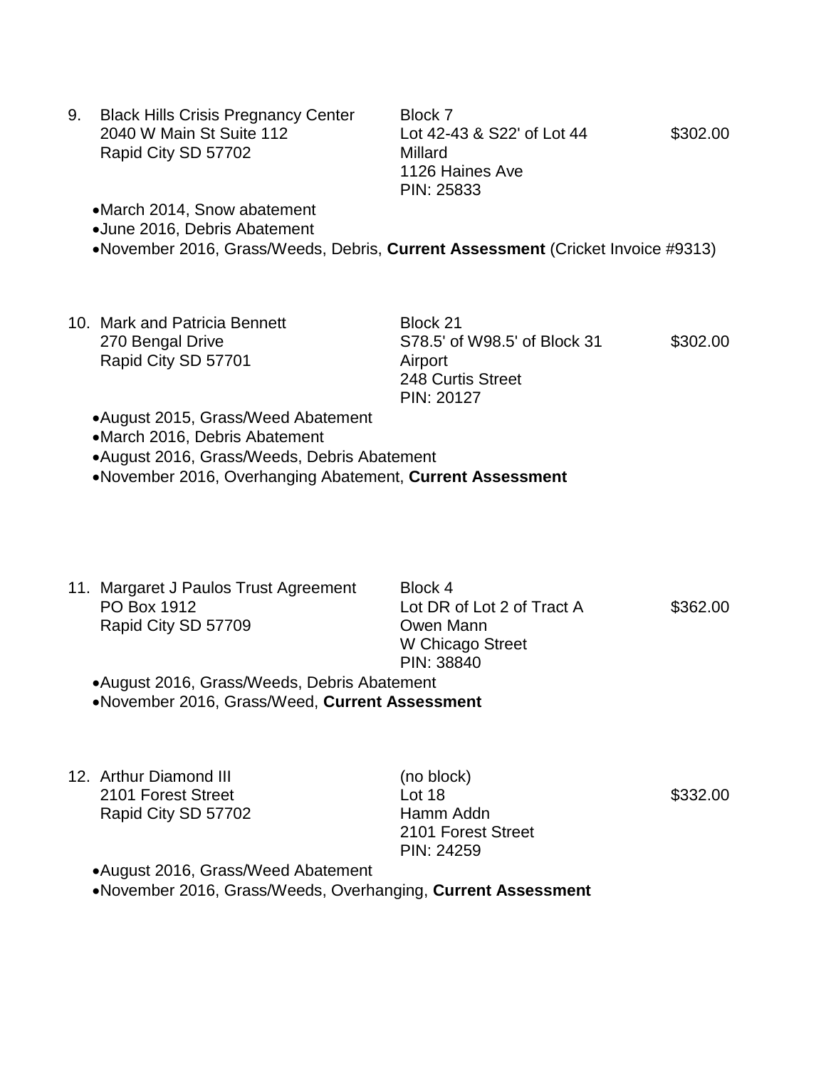9. Black Hills Crisis Pregnancy Center
   2040 W Main St Suite 112
   Rapid City SD 57702

   Block 7
   Lot 42-43 & S22' of Lot 44
   Millard
   1126 Haines Ave
   PIN: 25833

   $302.00

   - March 2014, Snow abatement
   - June 2016, Debris Abatement
   - November 2016, Grass/Weeds, Debris, **Current Assessment** (Cricket Invoice #9313)

10. Mark and Patricia Bennett
    270 Bengal Drive
    Rapid City SD 57701

    Block 21
    S78.5' of W98.5' of Block 31
    Airport
    248 Curtis Street
    PIN: 20127

    $302.00

    - August 2015, Grass/Weed Abatement
    - March 2016, Debris Abatement
    - August 2016, Grass/Weeds, Debris Abatement
    - November 2016, Overhanging Abatement, **Current Assessment**

11. Margaret J Paulos Trust Agreement
    PO Box 1912
    Rapid City SD 57709

    Block 4
    Lot DR of Lot 2 of Tract A
    Owen Mann
    W Chicago Street
    PIN: 38840

    $362.00

    - August 2016, Grass/Weeds, Debris Abatement
    - November 2016, Grass/Weed, **Current Assessment**

12. Arthur Diamond III
    2101 Forest Street
    Rapid City SD 57702

    (no block)
    Lot 18
    Hamm Addn
    2101 Forest Street
    PIN: 24259

    $332.00

    - August 2016, Grass/Weed Abatement
    - November 2016, Grass/Weeds, Overhanging, **Current Assessment**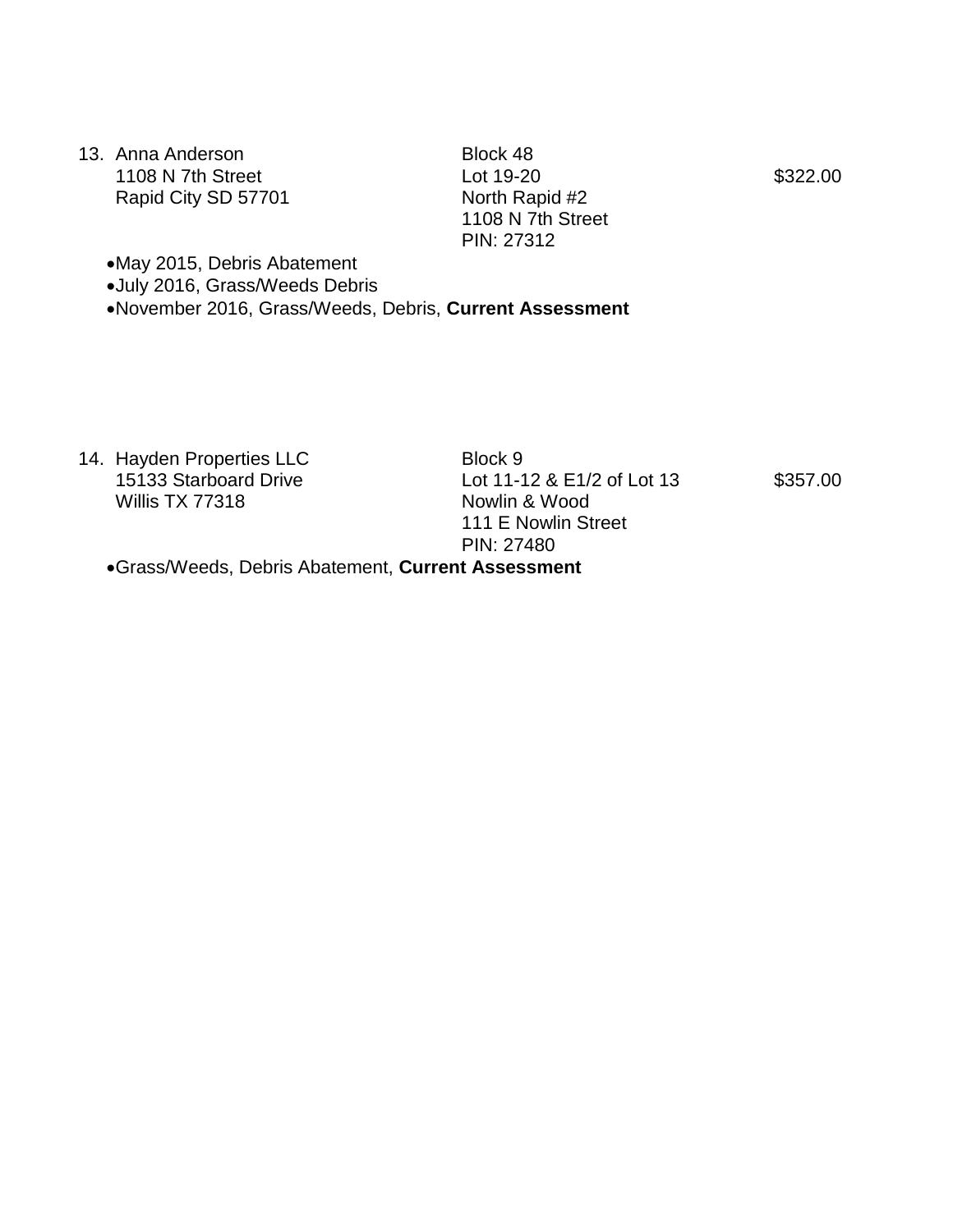13. Anna Anderson
    1108 N 7th Street
    Rapid City SD 57701

    Block 48
    Lot 19-20
    North Rapid #2
    1108 N 7th Street
    PIN: 27312

    $322.00

- May 2015, Debris Abatement
- July 2016, Grass/Weeds Debris
- November 2016, Grass/Weeds, Debris, **Current Assessment**

14. Hayden Properties LLC
    15133 Starboard Drive
    Willis TX 77318

    Block 9
    Lot 11-12 & E1/2 of Lot 13
    Nowlin & Wood
    111 E Nowlin Street
    PIN: 27480

    $357.00

- Grass/Weeds, Debris Abatement, **Current Assessment**